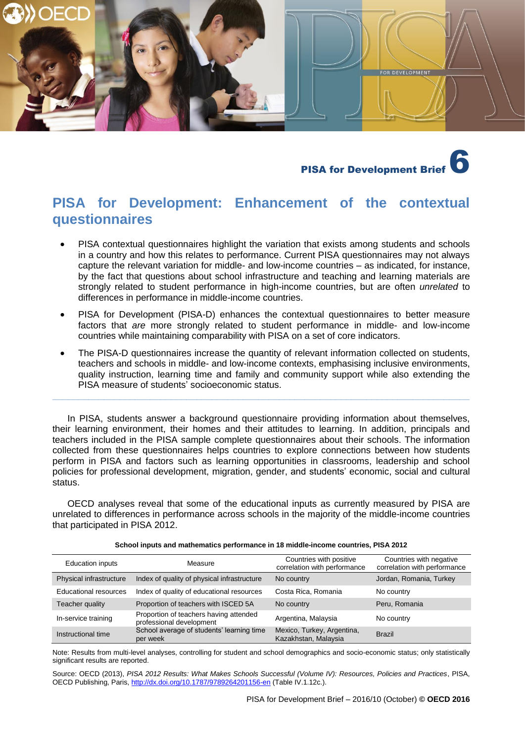PISA for Development Brief 6

# PISA for Development: Enhancement of the contextual questionnaires

- PISA contextual questionnaires highlight the variation that exists among students and schools in a country and how this relates to performance. Current PISA questionnaires may not always capture the relevant variation for middle- and low-income countries – as indicated, for instance, by the fact that questions about school infrastructure and teaching and learning materials are strongly related to student performance in high-income countries, but are often *unrelated* to differences in performance in middle-income countries.
- PISA for Development (PISA-D) enhances the contextual questionnaires to better measure factors that *are* more strongly related to student performance in middle- and low-income countries while maintaining comparability with PISA on a set of core indicators.
- The PISA-D questionnaires increase the quantity of relevant information collected on students, teachers and schools in middle- and low-income contexts, emphasising inclusive environments, quality instruction, learning time and family and community support while also extending the PISA measure of students' socioeconomic status.

In PISA, students answer a background questionnaire providing information about themselves, their learning environment, their homes and their attitudes to learning. In addition, principals and teachers included in the PISA sample complete questionnaires about their schools. The information collected from these questionnaires helps countries to explore connections between how students perform in PISA and factors such as learning opportunities in classrooms, leadership and school policies for professional development, migration, gender, and students' economic, social and cultural status.

OECD analyses reveal that some of the educational inputs as currently measured by PISA are unrelated to differences in performance across schools in the majority of the middle-income countries that participated in PISA 2012.

**School inputs and mathematics performance in 18 middle-income countries, PISA 2012**

| Education inputs | Measure | Countries with positive correlation with performance | Countries with negative correlation with performance |
|---|---|---|---|
| Physical infrastructure | Index of quality of physical infrastructure | No country | Jordan, Romania, Turkey |
| Educational resources | Index of quality of educational resources | Costa Rica, Romania | No country |
| Teacher quality | Proportion of teachers with ISCED 5A | No country | Peru, Romania |
| In-service training | Proportion of teachers having attended professional development | Argentina, Malaysia | No country |
| Instructional time | School average of students' learning time per week | Mexico, Turkey, Argentina, Kazakhstan, Malaysia | Brazil |

Note: Results from multi-level analyses, controlling for student and school demographics and socio-economic status; only statistically significant results are reported.

Source: OECD (2013), *PISA 2012 Results: What Makes Schools Successful (Volume IV): Resources, Policies and Practices*, PISA, OECD Publishing, Paris, http://dx.doi.org/10.1787/9789264201156-en (Table IV.1.12c.).

PISA for Development Brief – 2016/10 (October) © OECD 2016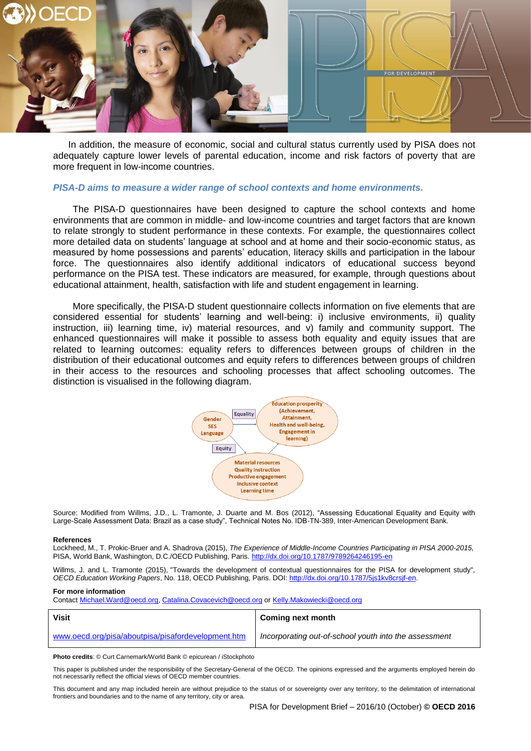In addition, the measure of economic, social and cultural status currently used by PISA does not adequately capture lower levels of parental education, income and risk factors of poverty that are more frequent in low-income countries.

***PISA-D aims to measure a wider range of school contexts and home environments.***

The PISA-D questionnaires have been designed to capture the school contexts and home environments that are common in middle- and low-income countries and target factors that are known to relate strongly to student performance in these contexts. For example, the questionnaires collect more detailed data on students' language at school and at home and their socio-economic status, as measured by home possessions and parents' education, literacy skills and participation in the labour force. The questionnaires also identify additional indicators of educational success beyond performance on the PISA test. These indicators are measured, for example, through questions about educational attainment, health, satisfaction with life and student engagement in learning.

More specifically, the PISA-D student questionnaire collects information on five elements that are considered essential for students' learning and well-being: i) inclusive environments, ii) quality instruction, iii) learning time, iv) material resources, and v) family and community support. The enhanced questionnaires will make it possible to assess both equality and equity issues that are related to learning outcomes: equality refers to differences between groups of children in the distribution of their educational outcomes and equity refers to differences between groups of children in their access to the resources and schooling processes that affect schooling outcomes. The distinction is visualised in the following diagram.

Gender
SES
Language

Equality

Education prosperity
(Achievement,
Attainment,
Health and well-being,
Engagement in
learning)

Equity

Material resources
Quality Instruction
Productive engagement
Inclusive context
Learning time

Source: Modified from Willms, J.D., L. Tramonte, J. Duarte and M. Bos (2012), "Assessing Educational Equality and Equity with Large-Scale Assessment Data: Brazil as a case study", Technical Notes No. IDB-TN-389, Inter-American Development Bank.

**References**

Lockheed, M., T. Prokic-Bruer and A. Shadrova (2015), *The Experience of Middle-Income Countries Participating in PISA 2000-2015,* PISA, World Bank, Washington, D.C./OECD Publishing, Paris. http://dx.doi.org/10.1787/9789264246195-en

Willms, J. and L. Tramonte (2015), "Towards the development of contextual questionnaires for the PISA for development study", *OECD Education Working Papers*, No. 118, OECD Publishing, Paris. DOI: http://dx.doi.org/10.1787/5js1kv8crsjf-en.

**For more information**

Contact Michael.Ward@oecd.org, Catalina.Covacevich@oecd.org or Kelly.Makowiecki@oecd.org

| **Visit** | **Coming next month** |
|---|---|
| www.oecd.org/pisa/aboutpisa/pisafordevelopment.htm | *Incorporating out-of-school youth into the assessment* |

**Photo credits**: © Curt Carnemark/World Bank © epicurean / iStockphoto

This paper is published under the responsibility of the Secretary-General of the OECD. The opinions expressed and the arguments employed herein do not necessarily reflect the official views of OECD member countries.

This document and any map included herein are without prejudice to the status of or sovereignty over any territory, to the delimitation of international frontiers and boundaries and to the name of any territory, city or area.

PISA for Development Brief – 2016/10 (October) **© OECD 2016**